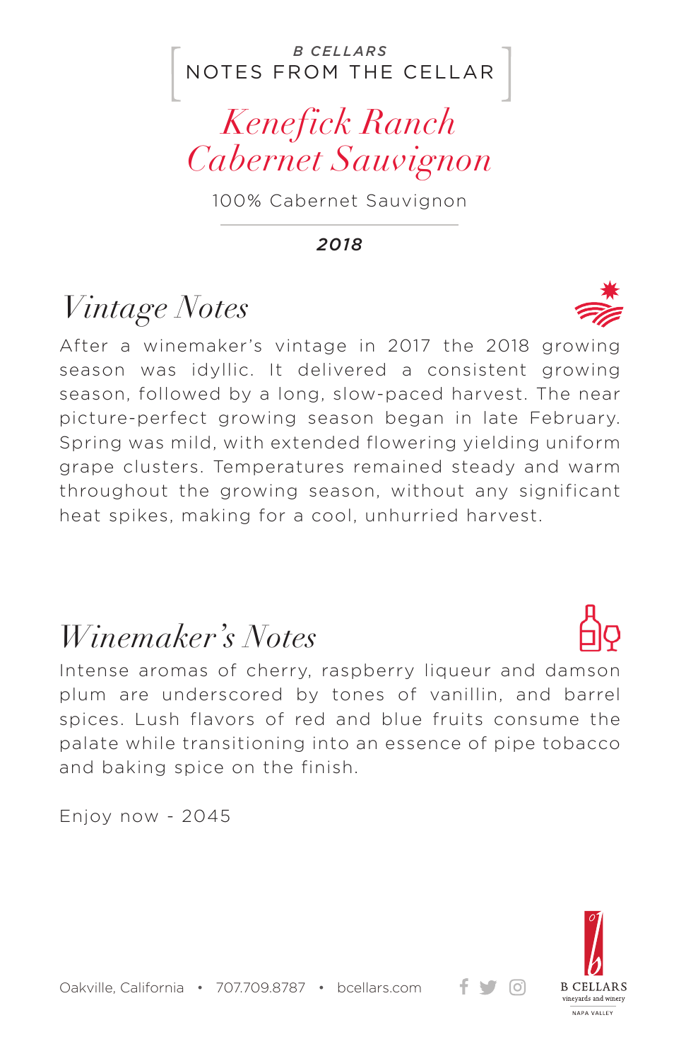B CELLARS

NOTES FROM THE CELLAR

# Kenefick Ranch Cabernet Sauvignon

100% Cabernet Sauvignon

**2018**

## Vintage Notes

After a winemaker's vintage in 2017 the 2018 growing season was idyllic. It delivered a consistent growing season, followed by a long, slow-paced harvest. The near picture-perfect growing season began in late February. Spring was mild, with extended flowering yielding uniform grape clusters. Temperatures remained steady and warm throughout the growing season, without any significant heat spikes, making for a cool, unhurried harvest.

## Winemaker's Notes

Intense aromas of cherry, raspberry liqueur and damson plum are underscored by tones of vanillin, and barrel spices. Lush flavors of red and blue fruits consume the palate while transitioning into an essence of pipe tobacco and baking spice on the finish.

Enjoy now - 2045

Oakville, California • 707.709.8787 • bcellars.com

B CELLARS vineyards and winery NAPA VALLEY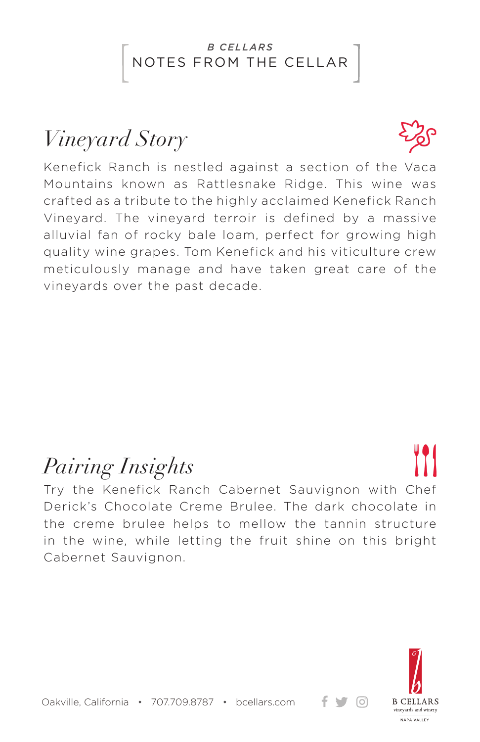B CELLARS

NOTES FROM THE CELLAR

## *Vineyard Story*

Kenefick Ranch is nestled against a section of the Vaca Mountains known as Rattlesnake Ridge. This wine was crafted as a tribute to the highly acclaimed Kenefick Ranch Vineyard. The vineyard terroir is defined by a massive alluvial fan of rocky bale loam, perfect for growing high quality wine grapes. Tom Kenefick and his viticulture crew meticulously manage and have taken great care of the vineyards over the past decade.

## *Pairing Insights*

Try the Kenefick Ranch Cabernet Sauvignon with Chef Derick's Chocolate Creme Brulee. The dark chocolate in the creme brulee helps to mellow the tannin structure in the wine, while letting the fruit shine on this bright Cabernet Sauvignon.

Oakville, California • 707.709.8787 • bcellars.com

B CELLARS vineyards and winery NAPA VALLEY